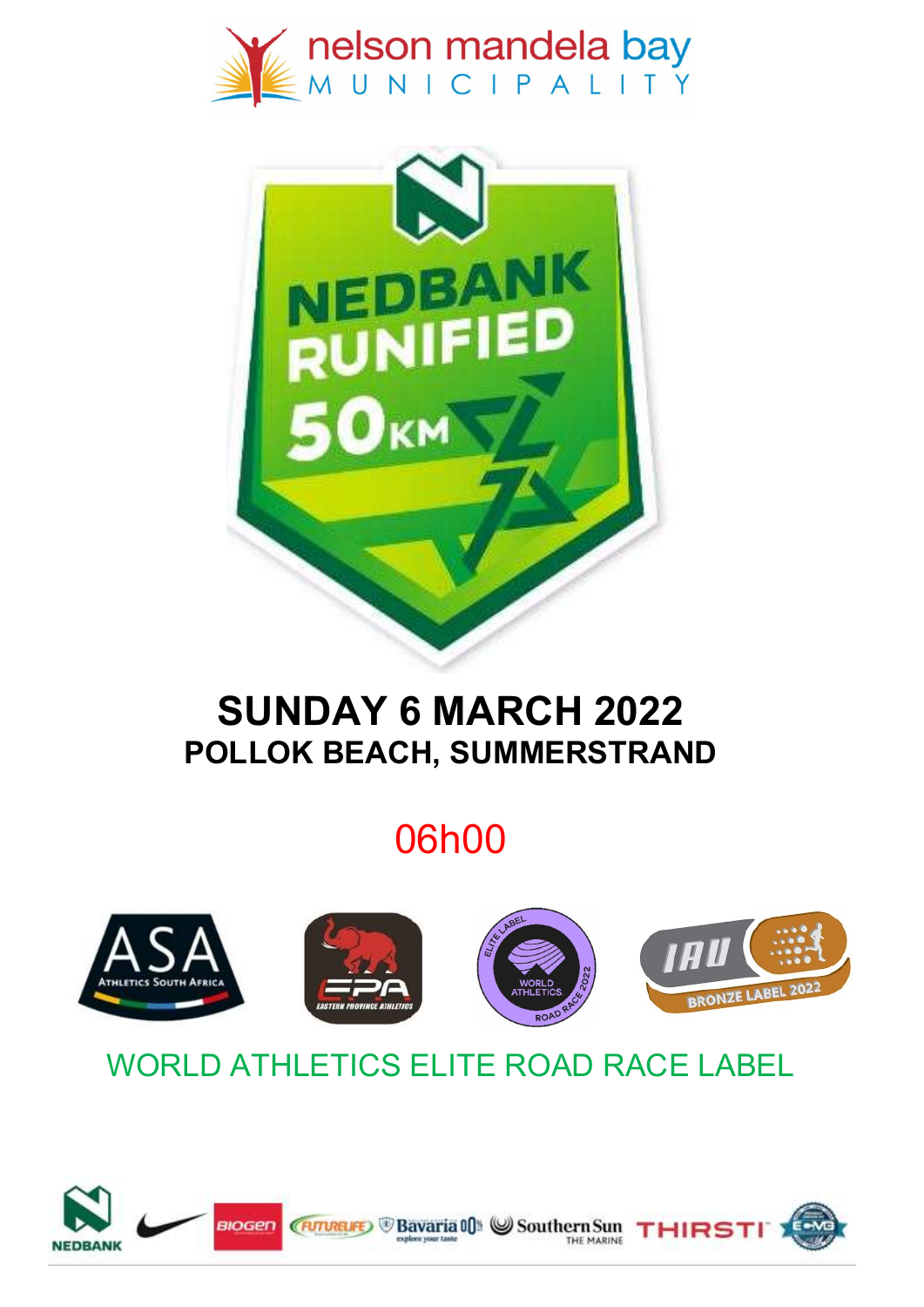nelson mandela bay
MUNICIPALITY

# NEDBANK RUNIFIED 50KM

## SUNDAY 6 MARCH 2022

### POLLOK BEACH, SUMMERSTRAND

06h00

WORLD ATHLETICS ELITE ROAD RACE LABEL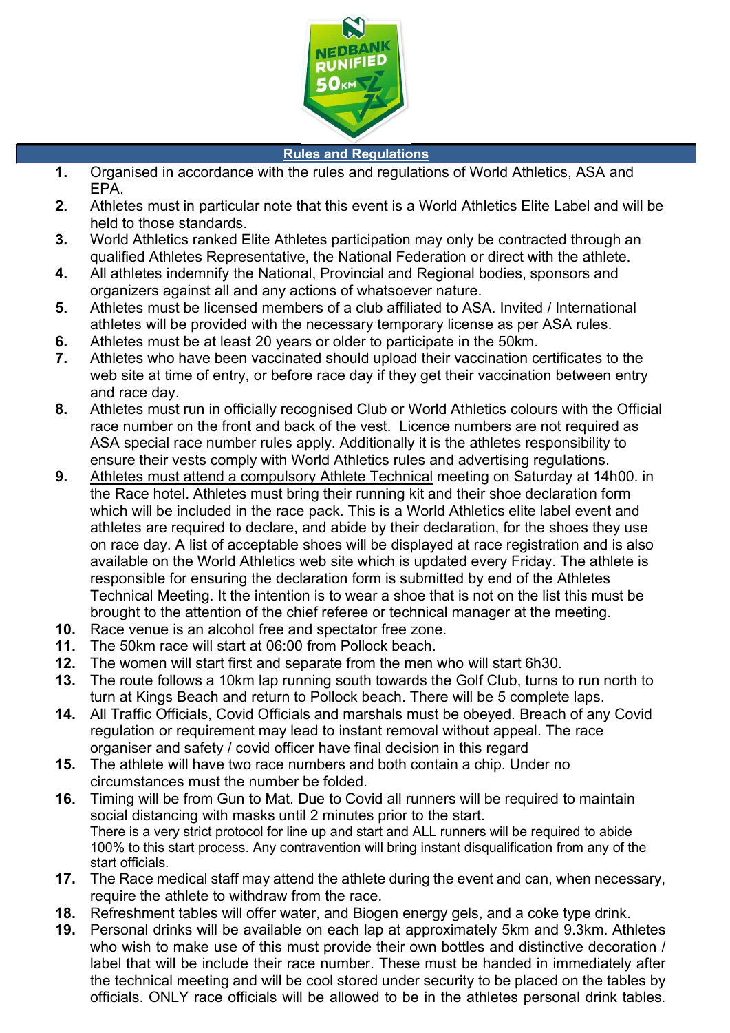## Rules and Regulations

1. Organised in accordance with the rules and regulations of World Athletics, ASA and EPA.
2. Athletes must in particular note that this event is a World Athletics Elite Label and will be held to those standards.
3. World Athletics ranked Elite Athletes participation may only be contracted through an qualified Athletes Representative, the National Federation or direct with the athlete.
4. All athletes indemnify the National, Provincial and Regional bodies, sponsors and organizers against all and any actions of whatsoever nature.
5. Athletes must be licensed members of a club affiliated to ASA. Invited / International athletes will be provided with the necessary temporary license as per ASA rules.
6. Athletes must be at least 20 years or older to participate in the 50km.
7. Athletes who have been vaccinated should upload their vaccination certificates to the web site at time of entry, or before race day if they get their vaccination between entry and race day.
8. Athletes must run in officially recognised Club or World Athletics colours with the Official race number on the front and back of the vest. Licence numbers are not required as ASA special race number rules apply. Additionally it is the athletes responsibility to ensure their vests comply with World Athletics rules and advertising regulations.
9. Athletes must attend a compulsory Athlete Technical meeting on Saturday at 14h00. in the Race hotel. Athletes must bring their running kit and their shoe declaration form which will be included in the race pack. This is a World Athletics elite label event and athletes are required to declare, and abide by their declaration, for the shoes they use on race day. A list of acceptable shoes will be displayed at race registration and is also available on the World Athletics web site which is updated every Friday. The athlete is responsible for ensuring the declaration form is submitted by end of the Athletes Technical Meeting. It the intention is to wear a shoe that is not on the list this must be brought to the attention of the chief referee or technical manager at the meeting.
10. Race venue is an alcohol free and spectator free zone.
11. The 50km race will start at 06:00 from Pollock beach.
12. The women will start first and separate from the men who will start 6h30.
13. The route follows a 10km lap running south towards the Golf Club, turns to run north to turn at Kings Beach and return to Pollock beach. There will be 5 complete laps.
14. All Traffic Officials, Covid Officials and marshals must be obeyed. Breach of any Covid regulation or requirement may lead to instant removal without appeal. The race organiser and safety / covid officer have final decision in this regard
15. The athlete will have two race numbers and both contain a chip. Under no circumstances must the number be folded.
16. Timing will be from Gun to Mat. Due to Covid all runners will be required to maintain social distancing with masks until 2 minutes prior to the start.
    There is a very strict protocol for line up and start and ALL runners will be required to abide 100% to this start process. Any contravention will bring instant disqualification from any of the start officials.
17. The Race medical staff may attend the athlete during the event and can, when necessary, require the athlete to withdraw from the race.
18. Refreshment tables will offer water, and Biogen energy gels, and a coke type drink.
19. Personal drinks will be available on each lap at approximately 5km and 9.3km. Athletes who wish to make use of this must provide their own bottles and distinctive decoration / label that will be include their race number. These must be handed in immediately after the technical meeting and will be cool stored under security to be placed on the tables by officials. ONLY race officials will be allowed to be in the athletes personal drink tables.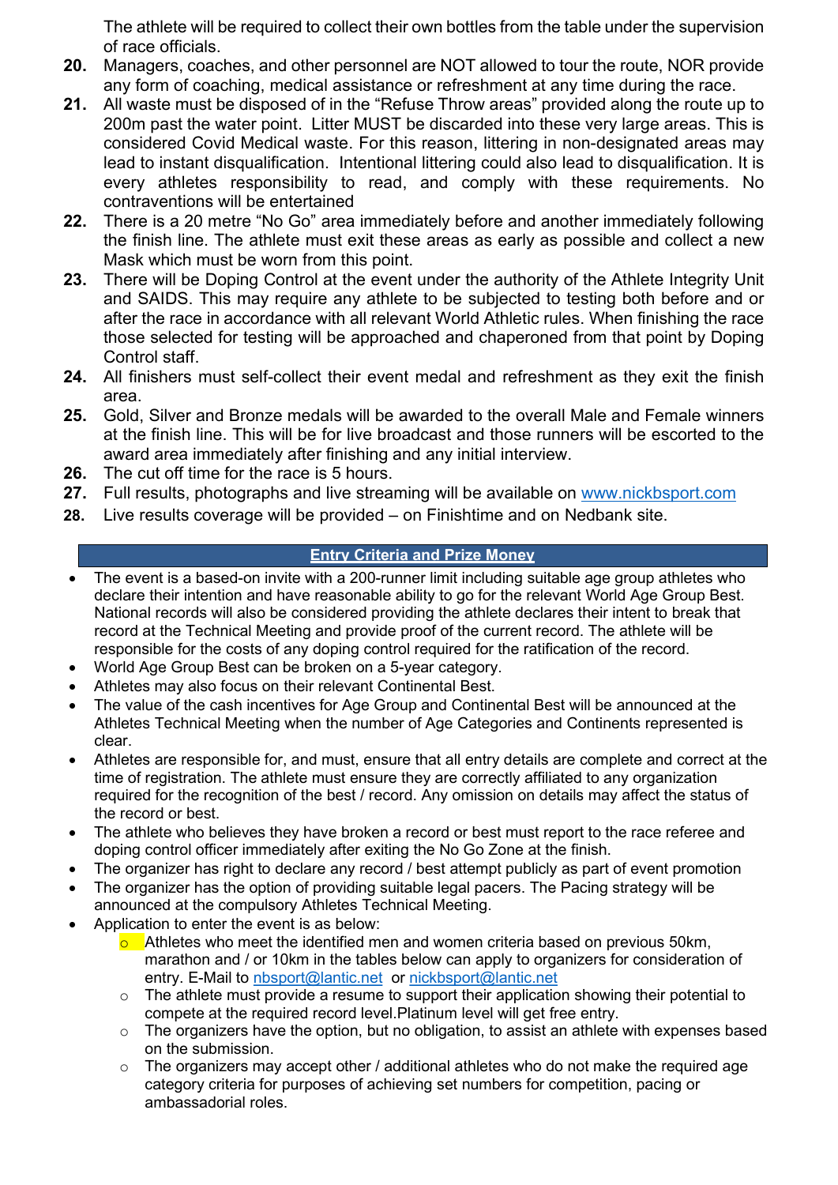The athlete will be required to collect their own bottles from the table under the supervision of race officials.

20. Managers, coaches, and other personnel are NOT allowed to tour the route, NOR provide any form of coaching, medical assistance or refreshment at any time during the race.
21. All waste must be disposed of in the "Refuse Throw areas" provided along the route up to 200m past the water point. Litter MUST be discarded into these very large areas. This is considered Covid Medical waste. For this reason, littering in non-designated areas may lead to instant disqualification. Intentional littering could also lead to disqualification. It is every athletes responsibility to read, and comply with these requirements. No contraventions will be entertained
22. There is a 20 metre "No Go" area immediately before and another immediately following the finish line. The athlete must exit these areas as early as possible and collect a new Mask which must be worn from this point.
23. There will be Doping Control at the event under the authority of the Athlete Integrity Unit and SAIDS. This may require any athlete to be subjected to testing both before and or after the race in accordance with all relevant World Athletic rules. When finishing the race those selected for testing will be approached and chaperoned from that point by Doping Control staff.
24. All finishers must self-collect their event medal and refreshment as they exit the finish area.
25. Gold, Silver and Bronze medals will be awarded to the overall Male and Female winners at the finish line. This will be for live broadcast and those runners will be escorted to the award area immediately after finishing and any initial interview.
26. The cut off time for the race is 5 hours.
27. Full results, photographs and live streaming will be available on www.nickbsport.com
28. Live results coverage will be provided – on Finishtime and on Nedbank site.

## Entry Criteria and Prize Money

- The event is a based-on invite with a 200-runner limit including suitable age group athletes who declare their intention and have reasonable ability to go for the relevant World Age Group Best. National records will also be considered providing the athlete declares their intent to break that record at the Technical Meeting and provide proof of the current record. The athlete will be responsible for the costs of any doping control required for the ratification of the record.
- World Age Group Best can be broken on a 5-year category.
- Athletes may also focus on their relevant Continental Best.
- The value of the cash incentives for Age Group and Continental Best will be announced at the Athletes Technical Meeting when the number of Age Categories and Continents represented is clear.
- Athletes are responsible for, and must, ensure that all entry details are complete and correct at the time of registration. The athlete must ensure they are correctly affiliated to any organization required for the recognition of the best / record. Any omission on details may affect the status of the record or best.
- The athlete who believes they have broken a record or best must report to the race referee and doping control officer immediately after exiting the No Go Zone at the finish.
- The organizer has right to declare any record / best attempt publicly as part of event promotion
- The organizer has the option of providing suitable legal pacers. The Pacing strategy will be announced at the compulsory Athletes Technical Meeting.
- Application to enter the event is as below:
  - Athletes who meet the identified men and women criteria based on previous 50km, marathon and / or 10km in the tables below can apply to organizers for consideration of entry. E-Mail to nbsport@lantic.net or nickbsport@lantic.net
  - The athlete must provide a resume to support their application showing their potential to compete at the required record level.Platinum level will get free entry.
  - The organizers have the option, but no obligation, to assist an athlete with expenses based on the submission.
  - The organizers may accept other / additional athletes who do not make the required age category criteria for purposes of achieving set numbers for competition, pacing or ambassadorial roles.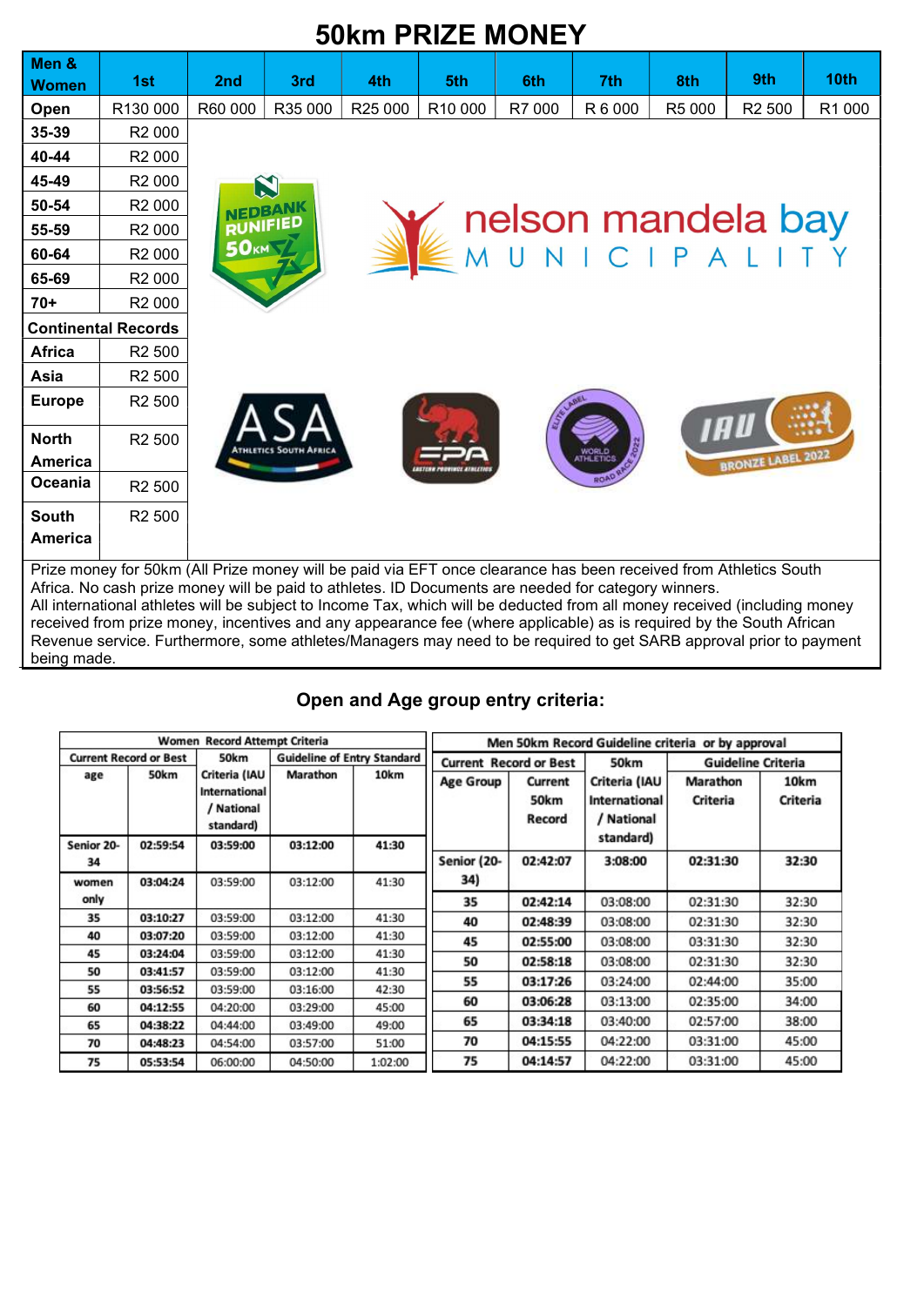# 50km PRIZE MONEY

| Men & Women | 1st | 2nd | 3rd | 4th | 5th | 6th | 7th | 8th | 9th | 10th |
|---|---|---|---|---|---|---|---|---|---|---|
| Open | R130 000 | R60 000 | R35 000 | R25 000 | R10 000 | R7 000 | R 6 000 | R5 000 | R2 500 | R1 000 |
| 35-39 | R2 000 | | | | | | | | | |
| 40-44 | R2 000 | | | | | | | | | |
| 45-49 | R2 000 | | | | | | | | | |
| 50-54 | R2 000 | | | | | | | | | |
| 55-59 | R2 000 | | | | | | | | | |
| 60-64 | R2 000 | | | | | | | | | |
| 65-69 | R2 000 | | | | | | | | | |
| 70+ | R2 000 | | | | | | | | | |
| **Continental Records** | | | | | | | | | | |
| Africa | R2 500 | | | | | | | | | |
| Asia | R2 500 | | | | | | | | | |
| Europe | R2 500 | | | | | | | | | |
| North America | R2 500 | | | | | | | | | |
| Oceania | R2 500 | | | | | | | | | |
| South America | R2 500 | | | | | | | | | |

Prize money for 50km (All Prize money will be paid via EFT once clearance has been received from Athletics South Africa. No cash prize money will be paid to athletes. ID Documents are needed for category winners.
All international athletes will be subject to Income Tax, which will be deducted from all money received (including money received from prize money, incentives and any appearance fee (where applicable) as is required by the South African Revenue service. Furthermore, some athletes/Managers may need to be required to get SARB approval prior to payment being made.

## Open and Age group entry criteria:

| Women Record Attempt Criteria | | | | |
|---|---|---|---|---|
| Current Record or Best | | 50km | Guideline of Entry Standard | |
| age | 50km | Criteria (IAU International / National standard) | Marathon | 10km |
| Senior 20-34 | 02:59:54 | 03:59:00 | 03:12:00 | 41:30 |
| women only | 03:04:24 | 03:59:00 | 03:12:00 | 41:30 |
| 35 | 03:10:27 | 03:59:00 | 03:12:00 | 41:30 |
| 40 | 03:07:20 | 03:59:00 | 03:12:00 | 41:30 |
| 45 | 03:24:04 | 03:59:00 | 03:12:00 | 41:30 |
| 50 | 03:41:57 | 03:59:00 | 03:12:00 | 41:30 |
| 55 | 03:56:52 | 03:59:00 | 03:16:00 | 42:30 |
| 60 | 04:12:55 | 04:20:00 | 03:29:00 | 45:00 |
| 65 | 04:38:22 | 04:44:00 | 03:49:00 | 49:00 |
| 70 | 04:48:23 | 04:54:00 | 03:57:00 | 51:00 |
| 75 | 05:53:54 | 06:00:00 | 04:50:00 | 1:02:00 |

| Men 50km Record Guideline criteria or by approval | | | | |
|---|---|---|---|---|
| Current Record or Best | | 50km | Guideline Criteria | |
| Age Group | Current 50km Record | Criteria (IAU International / National standard) | Marathon Criteria | 10km Criteria |
| Senior (20-34) | 02:42:07 | 3:08:00 | 02:31:30 | 32:30 |
| 35 | 02:42:14 | 03:08:00 | 02:31:30 | 32:30 |
| 40 | 02:48:39 | 03:08:00 | 02:31:30 | 32:30 |
| 45 | 02:55:00 | 03:08:00 | 03:31:30 | 32:30 |
| 50 | 02:58:18 | 03:08:00 | 02:31:30 | 32:30 |
| 55 | 03:17:26 | 03:24:00 | 02:44:00 | 35:00 |
| 60 | 03:06:28 | 03:13:00 | 02:35:00 | 34:00 |
| 65 | 03:34:18 | 03:40:00 | 02:57:00 | 38:00 |
| 70 | 04:15:55 | 04:22:00 | 03:31:00 | 45:00 |
| 75 | 04:14:57 | 04:22:00 | 03:31:00 | 45:00 |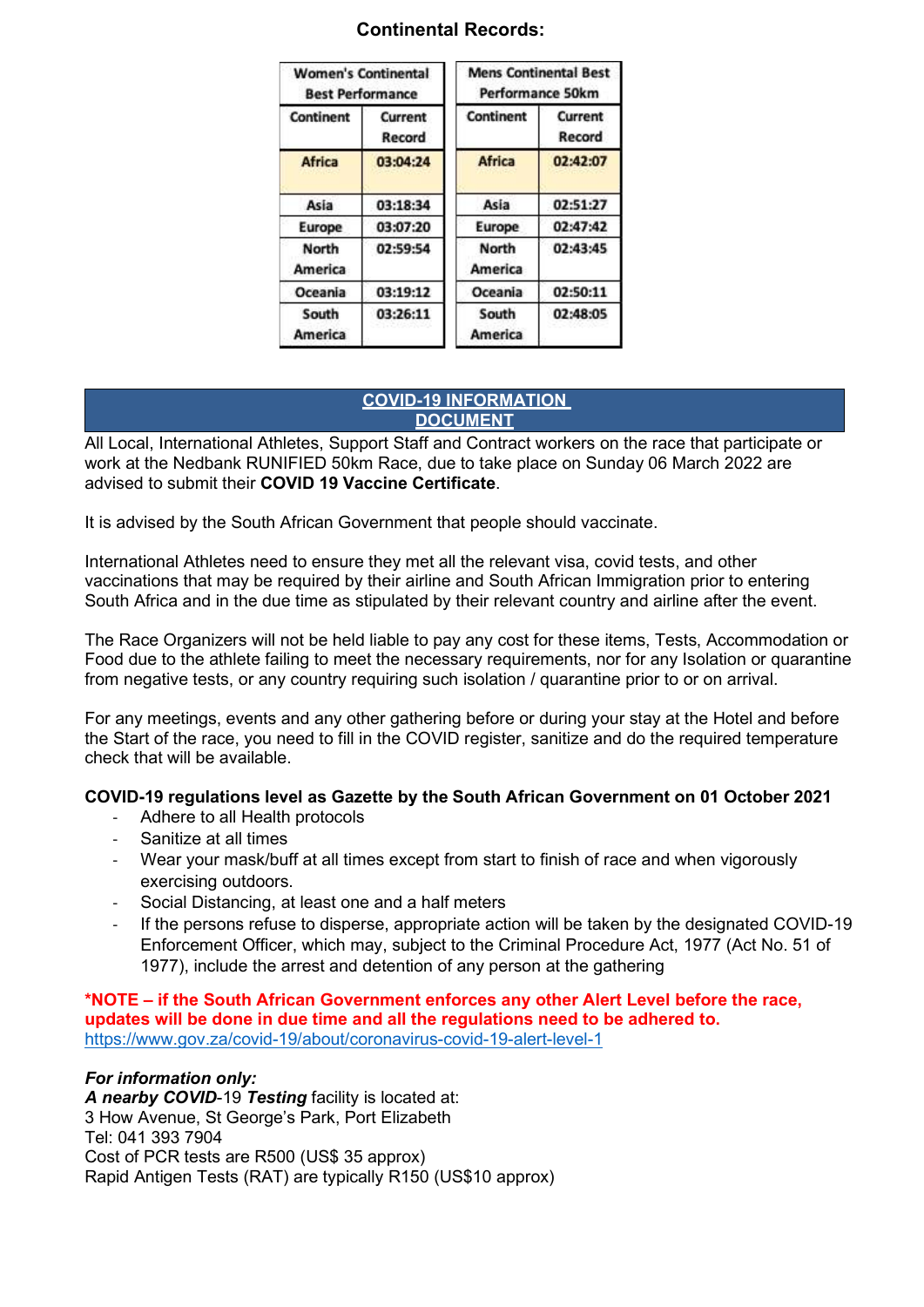## Continental Records:

| Women's Continental Best Performance | |
|---|---|
| Continent | Current Record |
| Africa | 03:04:24 |
| Asia | 03:18:34 |
| Europe | 03:07:20 |
| North America | 02:59:54 |
| Oceania | 03:19:12 |
| South America | 03:26:11 |

| Mens Continental Best Performance 50km | |
|---|---|
| Continent | Current Record |
| Africa | 02:42:07 |
| Asia | 02:51:27 |
| Europe | 02:47:42 |
| North America | 02:43:45 |
| Oceania | 02:50:11 |
| South America | 02:48:05 |

## COVID-19 INFORMATION DOCUMENT

All Local, International Athletes, Support Staff and Contract workers on the race that participate or work at the Nedbank RUNIFIED 50km Race, due to take place on Sunday 06 March 2022 are advised to submit their **COVID 19 Vaccine Certificate**.

It is advised by the South African Government that people should vaccinate.

International Athletes need to ensure they met all the relevant visa, covid tests, and other vaccinations that may be required by their airline and South African Immigration prior to entering South Africa and in the due time as stipulated by their relevant country and airline after the event.

The Race Organizers will not be held liable to pay any cost for these items, Tests, Accommodation or Food due to the athlete failing to meet the necessary requirements, nor for any Isolation or quarantine from negative tests, or any country requiring such isolation / quarantine prior to or on arrival.

For any meetings, events and any other gathering before or during your stay at the Hotel and before the Start of the race, you need to fill in the COVID register, sanitize and do the required temperature check that will be available.

**COVID-19 regulations level as Gazette by the South African Government on 01 October 2021**

- Adhere to all Health protocols
- Sanitize at all times
- Wear your mask/buff at all times except from start to finish of race and when vigorously exercising outdoors.
- Social Distancing, at least one and a half meters
- If the persons refuse to disperse, appropriate action will be taken by the designated COVID-19 Enforcement Officer, which may, subject to the Criminal Procedure Act, 1977 (Act No. 51 of 1977), include the arrest and detention of any person at the gathering

**\*NOTE – if the South African Government enforces any other Alert Level before the race, updates will be done in due time and all the regulations need to be adhered to.**
https://www.gov.za/covid-19/about/coronavirus-covid-19-alert-level-1

***For information only:***
***A nearby COVID**-19 **Testing*** facility is located at:
3 How Avenue, St George's Park, Port Elizabeth
Tel: 041 393 7904
Cost of PCR tests are R500 (US$ 35 approx)
Rapid Antigen Tests (RAT) are typically R150 (US$10 approx)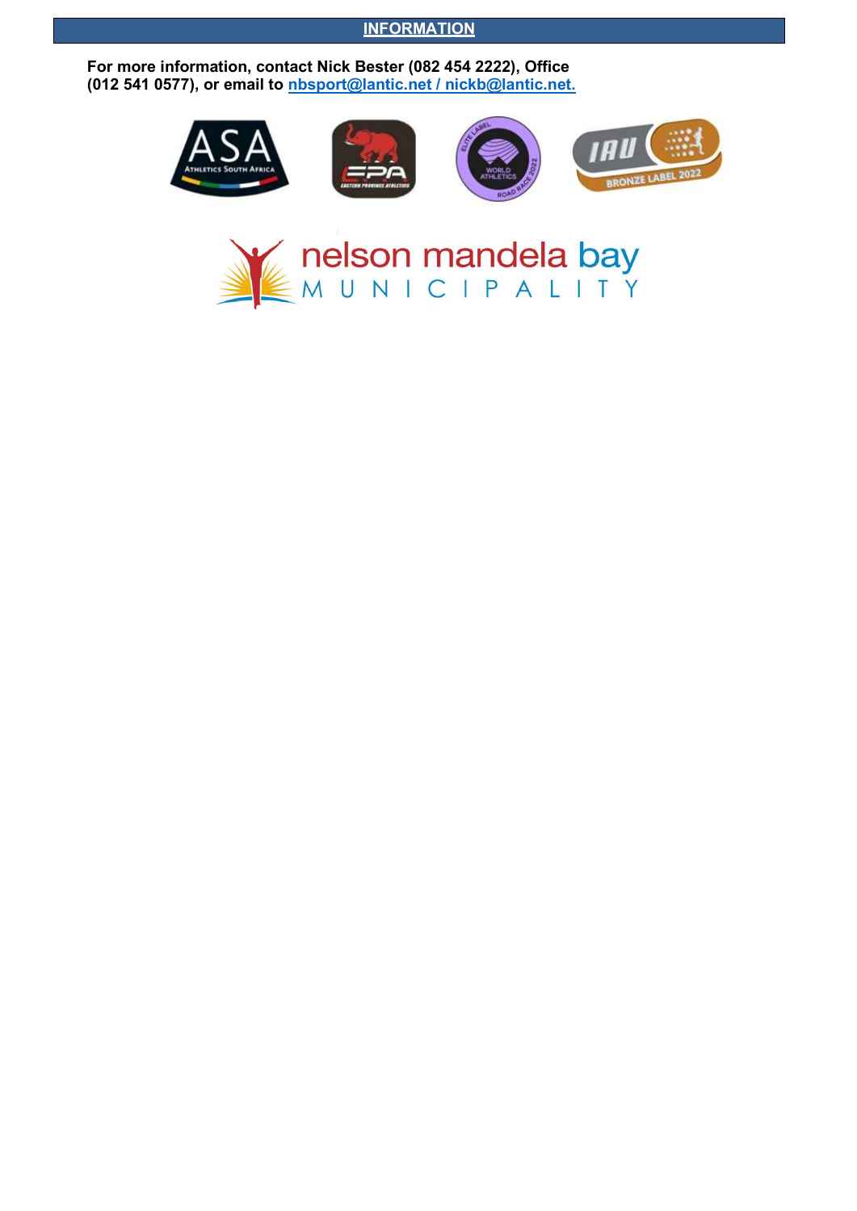## INFORMATION

**For more information, contact Nick Bester (082 454 2222), Office (012 541 0577), or email to nbsport@lantic.net / nickb@lantic.net.**